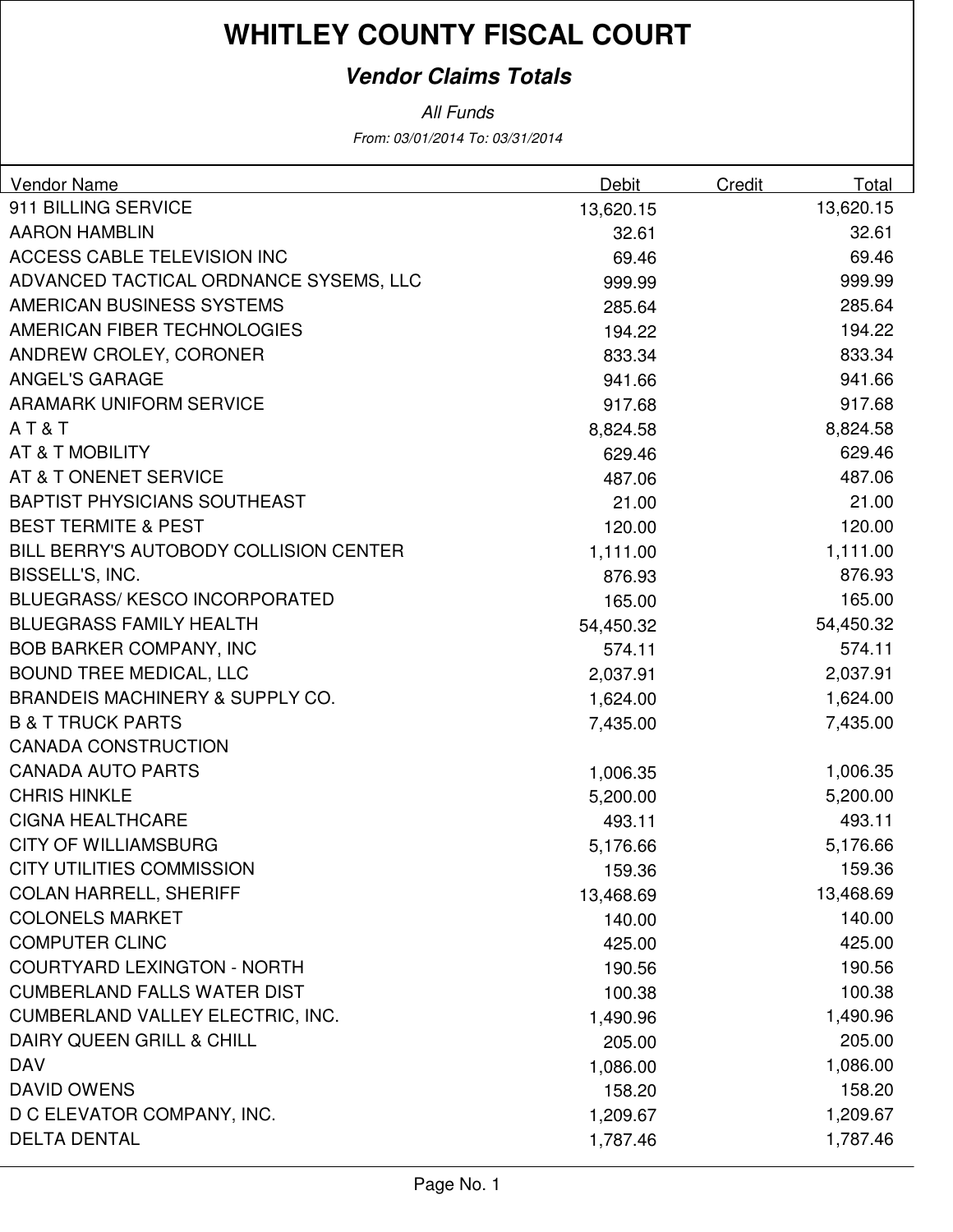# WHITLEY COUNTY FISCAL COURT

## *Vendor Claims Totals*

*All Funds*

*From: 03/01/2014 To: 03/31/2014*

| Vendor Name | Debit | Credit | Total |
|---|---|---|---|
| 911 BILLING SERVICE | 13,620.15 | | 13,620.15 |
| AARON HAMBLIN | 32.61 | | 32.61 |
| ACCESS CABLE TELEVISION INC | 69.46 | | 69.46 |
| ADVANCED TACTICAL ORDNANCE SYSEMS, LLC | 999.99 | | 999.99 |
| AMERICAN BUSINESS SYSTEMS | 285.64 | | 285.64 |
| AMERICAN FIBER TECHNOLOGIES | 194.22 | | 194.22 |
| ANDREW CROLEY, CORONER | 833.34 | | 833.34 |
| ANGEL'S GARAGE | 941.66 | | 941.66 |
| ARAMARK UNIFORM SERVICE | 917.68 | | 917.68 |
| A T & T | 8,824.58 | | 8,824.58 |
| AT & T MOBILITY | 629.46 | | 629.46 |
| AT & T ONENET SERVICE | 487.06 | | 487.06 |
| BAPTIST PHYSICIANS SOUTHEAST | 21.00 | | 21.00 |
| BEST TERMITE & PEST | 120.00 | | 120.00 |
| BILL BERRY'S AUTOBODY COLLISION CENTER | 1,111.00 | | 1,111.00 |
| BISSELL'S, INC. | 876.93 | | 876.93 |
| BLUEGRASS/ KESCO INCORPORATED | 165.00 | | 165.00 |
| BLUEGRASS FAMILY HEALTH | 54,450.32 | | 54,450.32 |
| BOB BARKER COMPANY, INC | 574.11 | | 574.11 |
| BOUND TREE MEDICAL, LLC | 2,037.91 | | 2,037.91 |
| BRANDEIS MACHINERY & SUPPLY CO. | 1,624.00 | | 1,624.00 |
| B & T TRUCK PARTS | 7,435.00 | | 7,435.00 |
| CANADA CONSTRUCTION | | | |
| CANADA AUTO PARTS | 1,006.35 | | 1,006.35 |
| CHRIS HINKLE | 5,200.00 | | 5,200.00 |
| CIGNA HEALTHCARE | 493.11 | | 493.11 |
| CITY OF WILLIAMSBURG | 5,176.66 | | 5,176.66 |
| CITY UTILITIES COMMISSION | 159.36 | | 159.36 |
| COLAN HARRELL, SHERIFF | 13,468.69 | | 13,468.69 |
| COLONELS MARKET | 140.00 | | 140.00 |
| COMPUTER CLINC | 425.00 | | 425.00 |
| COURTYARD LEXINGTON - NORTH | 190.56 | | 190.56 |
| CUMBERLAND FALLS WATER DIST | 100.38 | | 100.38 |
| CUMBERLAND VALLEY ELECTRIC, INC. | 1,490.96 | | 1,490.96 |
| DAIRY QUEEN GRILL & CHILL | 205.00 | | 205.00 |
| DAV | 1,086.00 | | 1,086.00 |
| DAVID OWENS | 158.20 | | 158.20 |
| D C ELEVATOR COMPANY, INC. | 1,209.67 | | 1,209.67 |
| DELTA DENTAL | 1,787.46 | | 1,787.46 |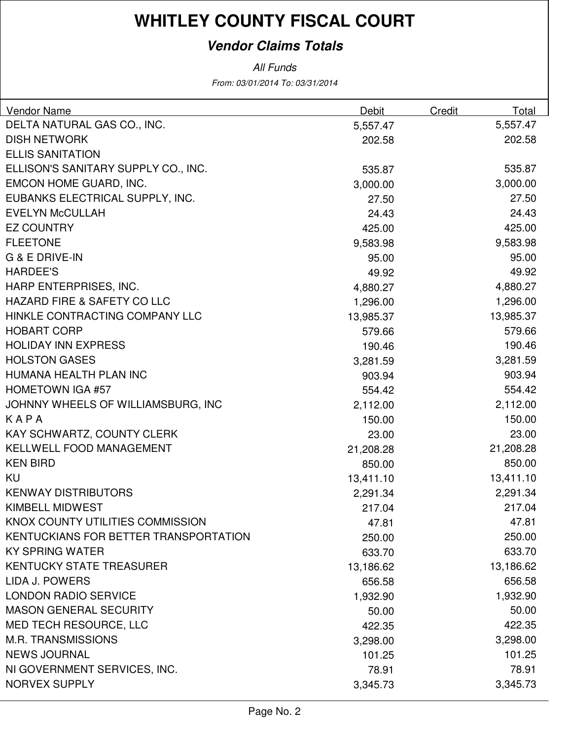# WHITLEY COUNTY FISCAL COURT

***Vendor Claims Totals***

*All Funds*

*From: 03/01/2014 To: 03/31/2014*

| Vendor Name | Debit | Credit | Total |
|---|---|---|---|
| DELTA NATURAL GAS CO., INC. | 5,557.47 | | 5,557.47 |
| DISH NETWORK | 202.58 | | 202.58 |
| ELLIS SANITATION | | | |
| ELLISON'S SANITARY SUPPLY CO., INC. | 535.87 | | 535.87 |
| EMCON HOME GUARD, INC. | 3,000.00 | | 3,000.00 |
| EUBANKS ELECTRICAL SUPPLY, INC. | 27.50 | | 27.50 |
| EVELYN McCULLAH | 24.43 | | 24.43 |
| EZ COUNTRY | 425.00 | | 425.00 |
| FLEETONE | 9,583.98 | | 9,583.98 |
| G & E DRIVE-IN | 95.00 | | 95.00 |
| HARDEE'S | 49.92 | | 49.92 |
| HARP ENTERPRISES, INC. | 4,880.27 | | 4,880.27 |
| HAZARD FIRE & SAFETY CO LLC | 1,296.00 | | 1,296.00 |
| HINKLE CONTRACTING COMPANY LLC | 13,985.37 | | 13,985.37 |
| HOBART CORP | 579.66 | | 579.66 |
| HOLIDAY INN EXPRESS | 190.46 | | 190.46 |
| HOLSTON GASES | 3,281.59 | | 3,281.59 |
| HUMANA HEALTH PLAN INC | 903.94 | | 903.94 |
| HOMETOWN IGA #57 | 554.42 | | 554.42 |
| JOHNNY WHEELS OF WILLIAMSBURG, INC | 2,112.00 | | 2,112.00 |
| K A P A | 150.00 | | 150.00 |
| KAY SCHWARTZ, COUNTY CLERK | 23.00 | | 23.00 |
| KELLWELL FOOD MANAGEMENT | 21,208.28 | | 21,208.28 |
| KEN BIRD | 850.00 | | 850.00 |
| KU | 13,411.10 | | 13,411.10 |
| KENWAY DISTRIBUTORS | 2,291.34 | | 2,291.34 |
| KIMBELL MIDWEST | 217.04 | | 217.04 |
| KNOX COUNTY UTILITIES COMMISSION | 47.81 | | 47.81 |
| KENTUCKIANS FOR BETTER TRANSPORTATION | 250.00 | | 250.00 |
| KY SPRING WATER | 633.70 | | 633.70 |
| KENTUCKY STATE TREASURER | 13,186.62 | | 13,186.62 |
| LIDA J. POWERS | 656.58 | | 656.58 |
| LONDON RADIO SERVICE | 1,932.90 | | 1,932.90 |
| MASON GENERAL SECURITY | 50.00 | | 50.00 |
| MED TECH RESOURCE, LLC | 422.35 | | 422.35 |
| M.R. TRANSMISSIONS | 3,298.00 | | 3,298.00 |
| NEWS JOURNAL | 101.25 | | 101.25 |
| NI GOVERNMENT SERVICES, INC. | 78.91 | | 78.91 |
| NORVEX SUPPLY | 3,345.73 | | 3,345.73 |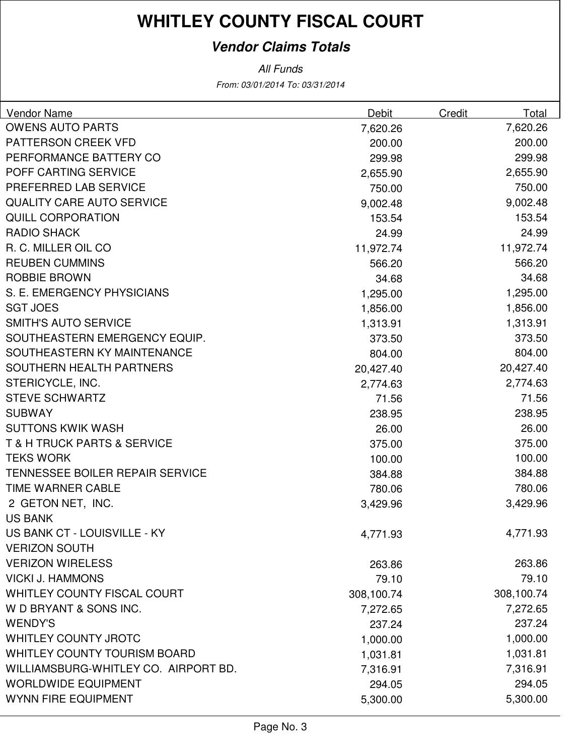# WHITLEY COUNTY FISCAL COURT

## *Vendor Claims Totals*

*All Funds*

*From: 03/01/2014 To: 03/31/2014*

| Vendor Name | Debit | Credit | Total |
|---|---|---|---|
| OWENS AUTO PARTS | 7,620.26 | | 7,620.26 |
| PATTERSON CREEK VFD | 200.00 | | 200.00 |
| PERFORMANCE BATTERY CO | 299.98 | | 299.98 |
| POFF CARTING SERVICE | 2,655.90 | | 2,655.90 |
| PREFERRED LAB SERVICE | 750.00 | | 750.00 |
| QUALITY CARE AUTO SERVICE | 9,002.48 | | 9,002.48 |
| QUILL CORPORATION | 153.54 | | 153.54 |
| RADIO SHACK | 24.99 | | 24.99 |
| R. C. MILLER OIL CO | 11,972.74 | | 11,972.74 |
| REUBEN CUMMINS | 566.20 | | 566.20 |
| ROBBIE BROWN | 34.68 | | 34.68 |
| S. E. EMERGENCY PHYSICIANS | 1,295.00 | | 1,295.00 |
| SGT JOES | 1,856.00 | | 1,856.00 |
| SMITH'S AUTO SERVICE | 1,313.91 | | 1,313.91 |
| SOUTHEASTERN EMERGENCY EQUIP. | 373.50 | | 373.50 |
| SOUTHEASTERN KY MAINTENANCE | 804.00 | | 804.00 |
| SOUTHERN HEALTH PARTNERS | 20,427.40 | | 20,427.40 |
| STERICYCLE, INC. | 2,774.63 | | 2,774.63 |
| STEVE SCHWARTZ | 71.56 | | 71.56 |
| SUBWAY | 238.95 | | 238.95 |
| SUTTONS KWIK WASH | 26.00 | | 26.00 |
| T & H TRUCK PARTS & SERVICE | 375.00 | | 375.00 |
| TEKS WORK | 100.00 | | 100.00 |
| TENNESSEE BOILER REPAIR SERVICE | 384.88 | | 384.88 |
| TIME WARNER CABLE | 780.06 | | 780.06 |
| 2 GETON NET, INC. | 3,429.96 | | 3,429.96 |
| US BANK | | | |
| US BANK CT - LOUISVILLE - KY | 4,771.93 | | 4,771.93 |
| VERIZON SOUTH | | | |
| VERIZON WIRELESS | 263.86 | | 263.86 |
| VICKI J. HAMMONS | 79.10 | | 79.10 |
| WHITLEY COUNTY FISCAL COURT | 308,100.74 | | 308,100.74 |
| W D BRYANT & SONS INC. | 7,272.65 | | 7,272.65 |
| WENDY'S | 237.24 | | 237.24 |
| WHITLEY COUNTY JROTC | 1,000.00 | | 1,000.00 |
| WHITLEY COUNTY TOURISM BOARD | 1,031.81 | | 1,031.81 |
| WILLIAMSBURG-WHITLEY CO. AIRPORT BD. | 7,316.91 | | 7,316.91 |
| WORLDWIDE EQUIPMENT | 294.05 | | 294.05 |
| WYNN FIRE EQUIPMENT | 5,300.00 | | 5,300.00 |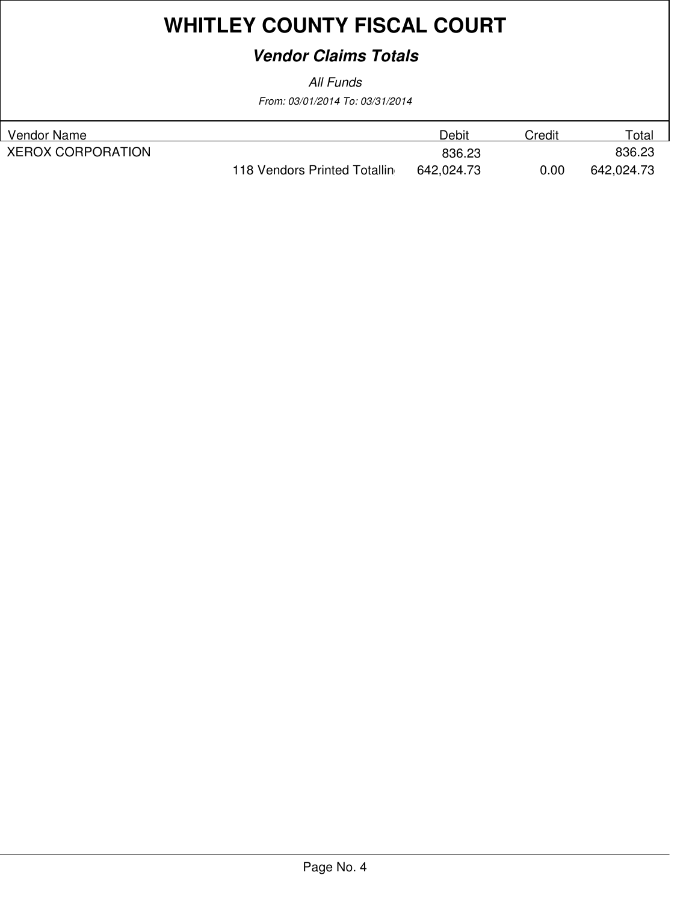# WHITLEY COUNTY FISCAL COURT

## *Vendor Claims Totals*

*All Funds*

*From: 03/01/2014 To: 03/31/2014*

| Vendor Name | | Debit | Credit | Total |
|---|---|---|---|---|
| XEROX CORPORATION | | 836.23 | | 836.23 |
| | 118 Vendors Printed Totalling | 642,024.73 | 0.00 | 642,024.73 |